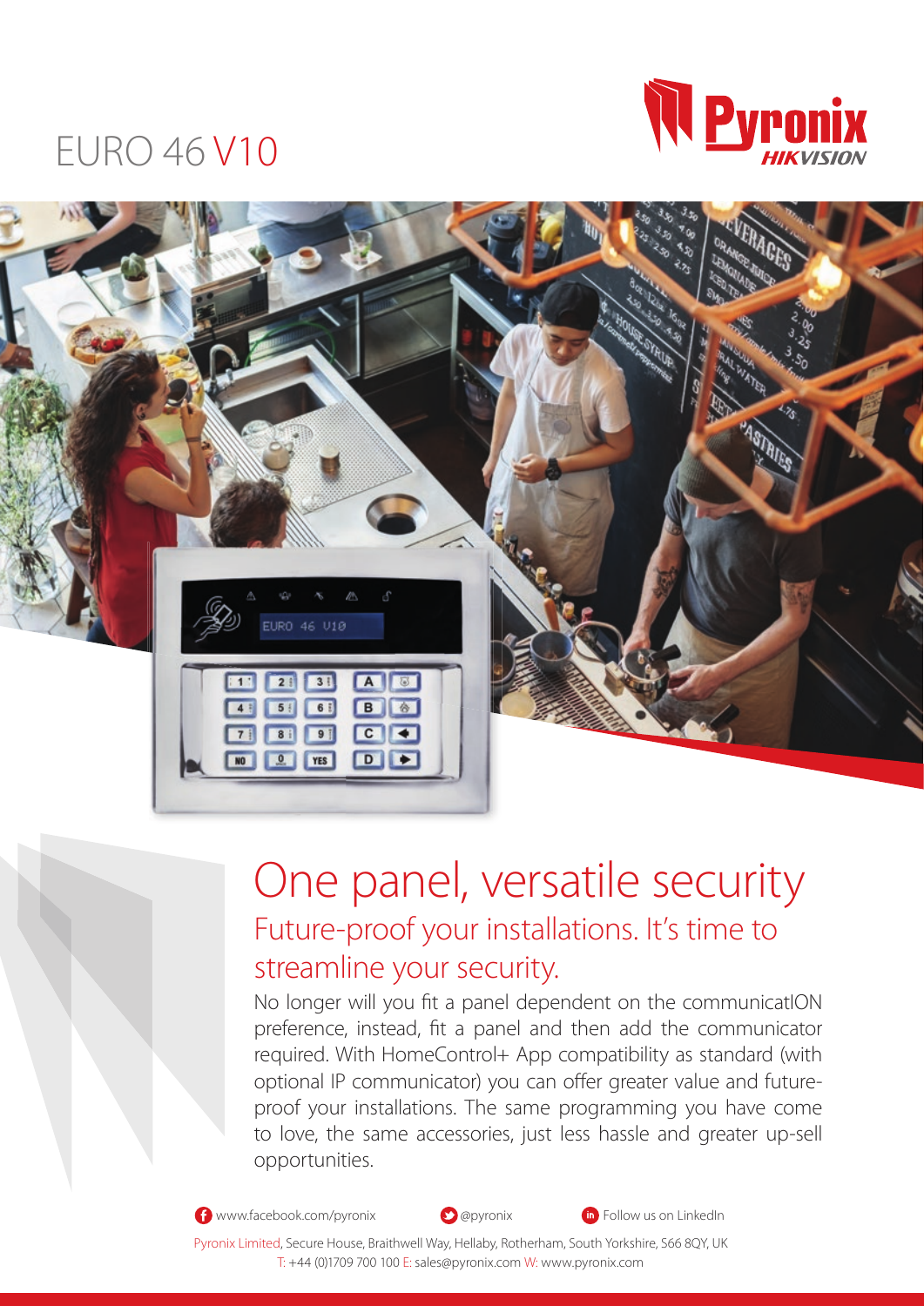# EURO 46 V10

Pyronix HIKVISION

## One panel, versatile security

### Future-proof your installations. It's time to streamline your security.

No longer will you fit a panel dependent on the communicatION preference, instead, fit a panel and then add the communicator required. With HomeControl+ App compatibility as standard (with optional IP communicator) you can offer greater value and future-proof your installations. The same programming you have come to love, the same accessories, just less hassle and greater up-sell opportunities.

www.facebook.com/pyronix @pyronix Follow us on LinkedIn

Pyronix Limited, Secure House, Braithwell Way, Hellaby, Rotherham, South Yorkshire, S66 8QY, UK
T: +44 (0)1709 700 100 E: sales@pyronix.com W: www.pyronix.com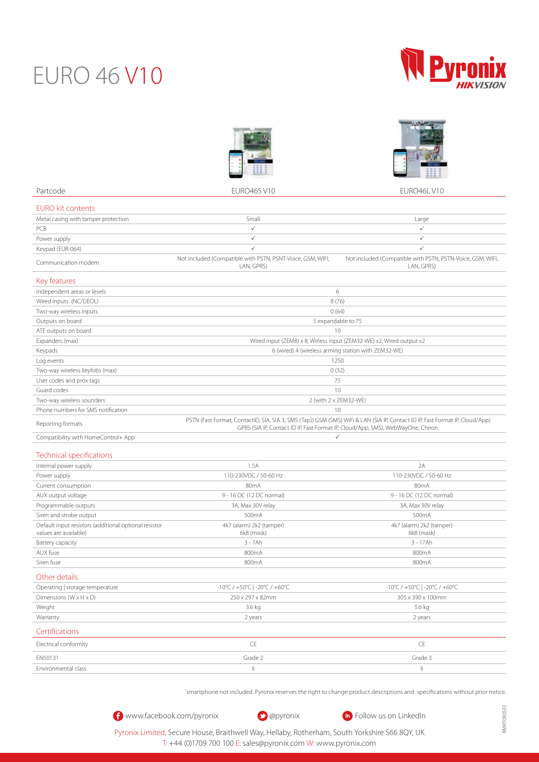# EURO 46 V10

| Partcode | EURO46S V10 | EURO46L V10 |
|---|---|---|
| **EURO kit contents** | | |
| Metal casing with tamper protection | Small | Large |
| PCB | ✓ | ✓ |
| Power supply | ✓ | ✓ |
| Keypad (EUR-064) | ✓ | ✓ |
| Communication modem | Not included (Compatible with PSTN, PSNT-Voice, GSM, WIFI, LAN, GPRS) | Not included (Compatible with PSTN, PSTN-Voice, GSM, WIFI, LAN, GPRS) |
| **Key features** | | |
| Independent areas or levels | 6 | |
| Wired inputs (NC/DEOL) | 8 (76) | |
| Two-way wireless inputs | 0 (64) | |
| Outputs on board | 5 expandable to 75 | |
| ATE outputs on board | 10 | |
| Expanders (max) | Wired input (ZEM8) x 8, Wirless input (ZEM32-WE) x2, Wired output x2 | |
| Keypads | 6 (wired) 4 (wireless arming station with ZEM32-WE) | |
| Log events | 1250 | |
| Two-way wireless keyfobs (max) | 0 (32) | |
| User codes and prox tags | 75 | |
| Guard codes | 10 | |
| Two-way wireless sounders | 2 (with 2 x ZEM32-WE) | |
| Phone numbers for SMS notification | 10 | |
| Reporting formats | PSTN (Fast Format, ContactID, SIA, SIA 3, SMS (Tap)) GSM (SMS) WiFi & LAN (SIA IP, Contact ID IP, Fast Format IP, Cloud/App) GPRS (SIA IP, Contact ID IP, Fast Format IP, Cloud/App, SMS), WebWayOne, Chiron | |
| Compatibility with HomeControl+ App | ✓ | |
| **Technical specifications** | | |
| Internal power supply | 1.5A | 2A |
| Power supply | 110-230VDC / 50-60 Hz | 110-230VDC / 50-60 Hz |
| Current consumption | 80mA | 80mA |
| AUX output voltage | 9 - 16 DC (12 DC normal) | 9 - 16 DC (12 DC normal) |
| Programmable outputs | 3A, Max 30V relay | 3A, Max 30V relay |
| Siren and strobe output | 500mA | 500mA |
| Default input resistors (additional optional resistor values are available) | 4k7 (alarm) 2k2 (tamper) 6k8 (mask) | 4k7 (alarm) 2k2 (tamper) 6k8 (mask) |
| Battery capacity | 3 - 7Ah | 3 - 17Ah |
| AUX fuse | 800mA | 800mA |
| Siren fuse | 800mA | 800mA |
| **Other details** | | |
| Operating \| storage temperature | -10°C / +50°C \| -20°C / +60°C | -10°C / +50°C \| -20°C / +60°C |
| Dimensions (W x H x D) | 250 x 297 x 82mm | 305 x 390 x 100mm |
| Weight | 3.6 kg | 5.6 kg |
| Warranty | 2 years | 2 years |
| **Certifications** | | |
| Electrical conformity | CE | CE |
| EN50131 | Grade 2 | Grade 3 |
| Environmental class | II | II |

*smartphone not included. Pyronix reserves the right to change product descriptions and specifications without prior notice.

www.facebook.com/pyronix @pyronix Follow us on LinkedIn

RMKT090533

Pyronix Limited, Secure House, Braithwell Way, Hellaby, Rotherham, South Yorkshire S66 8QY, UK
T: +44 (0)1709 700 100 E: sales@pyronix.com W: www.pyronix.com